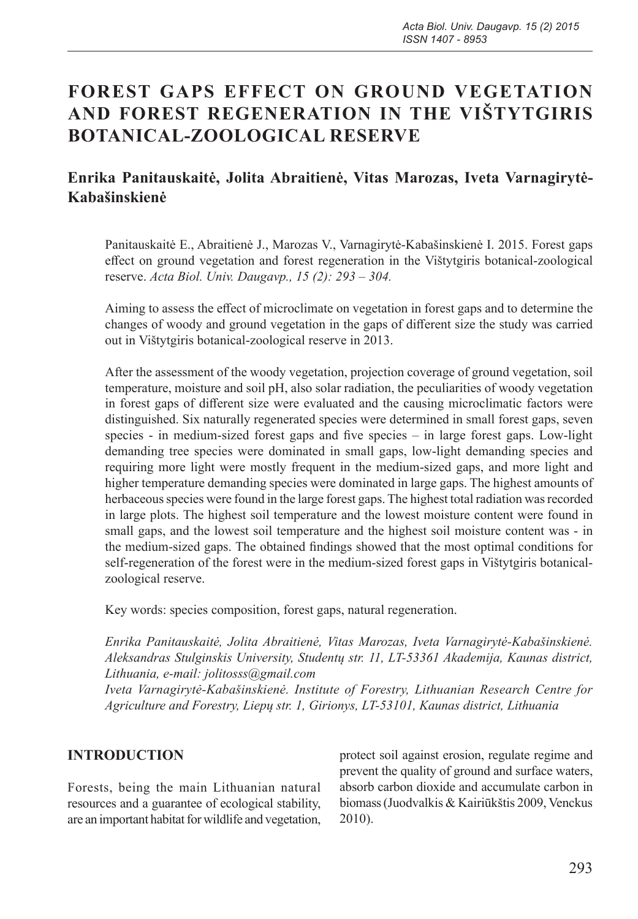# FOREST GAPS EFFECT ON GROUND VEGETATION AND FOREST REGENERATION IN THE VIŠTYTGIRIS BOTANICAL-ZOOLOGICAL RESERVE

## Enrika Panitauskaitė, Jolita Abraitienė, Vitas Marozas, Iveta Varnagirytė-Kabašinskienė

Panitauskaitė E., Abraitienė J., Marozas V., Varnagirytė-Kabašinskienė I. 2015. Forest gaps effect on ground vegetation and forest regeneration in the Vištytgiris botanical-zoological reserve. *Acta Biol. Univ. Daugavp., 15 (2): 293 – 304.*

Aiming to assess the effect of microclimate on vegetation in forest gaps and to determine the changes of woody and ground vegetation in the gaps of different size the study was carried out in Vištytgiris botanical-zoological reserve in 2013.

After the assessment of the woody vegetation, projection coverage of ground vegetation, soil temperature, moisture and soil pH, also solar radiation, the peculiarities of woody vegetation in forest gaps of different size were evaluated and the causing microclimatic factors were distinguished. Six naturally regenerated species were determined in small forest gaps, seven species - in medium-sized forest gaps and five species – in large forest gaps. Low-light demanding tree species were dominated in small gaps, low-light demanding species and requiring more light were mostly frequent in the medium-sized gaps, and more light and higher temperature demanding species were dominated in large gaps. The highest amounts of herbaceous species were found in the large forest gaps. The highest total radiation was recorded in large plots. The highest soil temperature and the lowest moisture content were found in small gaps, and the lowest soil temperature and the highest soil moisture content was - in the medium-sized gaps. The obtained findings showed that the most optimal conditions for self-regeneration of the forest were in the medium-sized forest gaps in Vištytgiris botanical-zoological reserve.

Key words: species composition, forest gaps, natural regeneration.

*Enrika Panitauskaitė, Jolita Abraitienė, Vitas Marozas, Iveta Varnagirytė-Kabašinskienė. Aleksandras Stulginskis University, Studentų str. 11, LT-53361 Akademija, Kaunas district, Lithuania, e-mail: jolitosss@gmail.com*

*Iveta Varnagirytė-Kabašinskienė. Institute of Forestry, Lithuanian Research Centre for Agriculture and Forestry, Liepų str. 1, Girionys, LT-53101, Kaunas district, Lithuania*

## INTRODUCTION

Forests, being the main Lithuanian natural resources and a guarantee of ecological stability, are an important habitat for wildlife and vegetation, protect soil against erosion, regulate regime and prevent the quality of ground and surface waters, absorb carbon dioxide and accumulate carbon in biomass (Juodvalkis & Kairiūkštis 2009, Venckus 2010).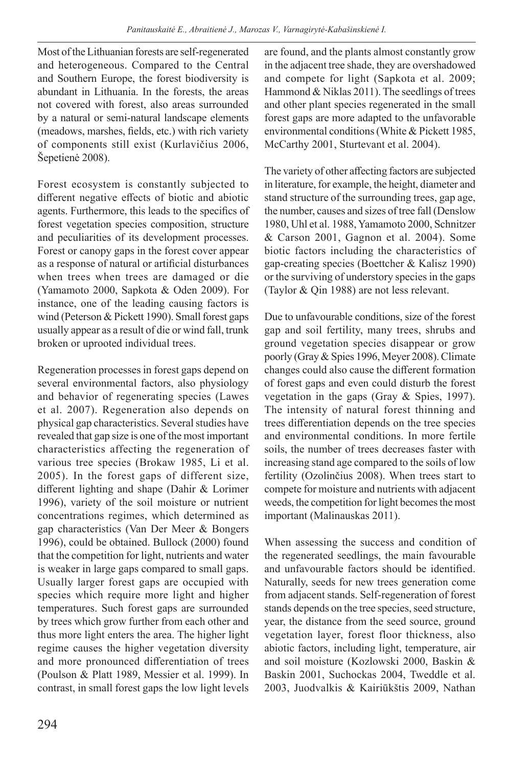Most of the Lithuanian forests are self-regenerated and heterogeneous. Compared to the Central and Southern Europe, the forest biodiversity is abundant in Lithuania. In the forests, the areas not covered with forest, also areas surrounded by a natural or semi-natural landscape elements (meadows, marshes, fields, etc.) with rich variety of components still exist (Kurlavičius 2006, Šepetienė 2008).

Forest ecosystem is constantly subjected to different negative effects of biotic and abiotic agents. Furthermore, this leads to the specifics of forest vegetation species composition, structure and peculiarities of its development processes. Forest or canopy gaps in the forest cover appear as a response of natural or artificial disturbances when trees when trees are damaged or die (Yamamoto 2000, Sapkota & Oden 2009). For instance, one of the leading causing factors is wind (Peterson & Pickett 1990). Small forest gaps usually appear as a result of die or wind fall, trunk broken or uprooted individual trees.

Regeneration processes in forest gaps depend on several environmental factors, also physiology and behavior of regenerating species (Lawes et al. 2007). Regeneration also depends on physical gap characteristics. Several studies have revealed that gap size is one of the most important characteristics affecting the regeneration of various tree species (Brokaw 1985, Li et al. 2005). In the forest gaps of different size, different lighting and shape (Dahir & Lorimer 1996), variety of the soil moisture or nutrient concentrations regimes, which determined as gap characteristics (Van Der Meer & Bongers 1996), could be obtained. Bullock (2000) found that the competition for light, nutrients and water is weaker in large gaps compared to small gaps. Usually larger forest gaps are occupied with species which require more light and higher temperatures. Such forest gaps are surrounded by trees which grow further from each other and thus more light enters the area. The higher light regime causes the higher vegetation diversity and more pronounced differentiation of trees (Poulson & Platt 1989, Messier et al. 1999). In contrast, in small forest gaps the low light levels are found, and the plants almost constantly grow in the adjacent tree shade, they are overshadowed and compete for light (Sapkota et al. 2009; Hammond & Niklas 2011). The seedlings of trees and other plant species regenerated in the small forest gaps are more adapted to the unfavorable environmental conditions (White & Pickett 1985, McCarthy 2001, Sturtevant et al. 2004).

The variety of other affecting factors are subjected in literature, for example, the height, diameter and stand structure of the surrounding trees, gap age, the number, causes and sizes of tree fall (Denslow 1980, Uhl et al. 1988, Yamamoto 2000, Schnitzer & Carson 2001, Gagnon et al. 2004). Some biotic factors including the characteristics of gap-creating species (Boettcher & Kalisz 1990) or the surviving of understory species in the gaps (Taylor & Qin 1988) are not less relevant.

Due to unfavourable conditions, size of the forest gap and soil fertility, many trees, shrubs and ground vegetation species disappear or grow poorly (Gray & Spies 1996, Meyer 2008). Climate changes could also cause the different formation of forest gaps and even could disturb the forest vegetation in the gaps (Gray & Spies, 1997). The intensity of natural forest thinning and trees differentiation depends on the tree species and environmental conditions. In more fertile soils, the number of trees decreases faster with increasing stand age compared to the soils of low fertility (Ozolinčius 2008). When trees start to compete for moisture and nutrients with adjacent weeds, the competition for light becomes the most important (Malinauskas 2011).

When assessing the success and condition of the regenerated seedlings, the main favourable and unfavourable factors should be identified. Naturally, seeds for new trees generation come from adjacent stands. Self-regeneration of forest stands depends on the tree species, seed structure, year, the distance from the seed source, ground vegetation layer, forest floor thickness, also abiotic factors, including light, temperature, air and soil moisture (Kozlowski 2000, Baskin & Baskin 2001, Suchockas 2004, Tweddle et al. 2003, Juodvalkis & Kairiūkštis 2009, Nathan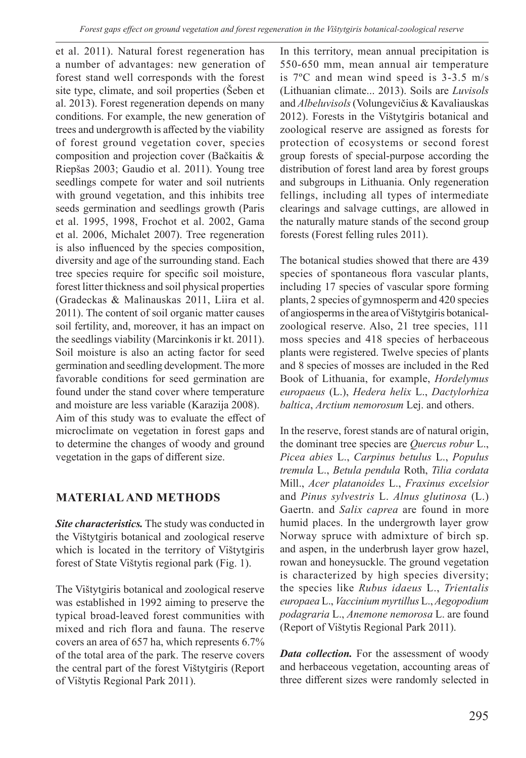et al. 2011). Natural forest regeneration has a number of advantages: new generation of forest stand well corresponds with the forest site type, climate, and soil properties (Šeben et al. 2013). Forest regeneration depends on many conditions. For example, the new generation of trees and undergrowth is affected by the viability of forest ground vegetation cover, species composition and projection cover (Bačkaitis & Riepšas 2003; Gaudio et al. 2011). Young tree seedlings compete for water and soil nutrients with ground vegetation, and this inhibits tree seeds germination and seedlings growth (Paris et al. 1995, 1998, Frochot et al. 2002, Gama et al. 2006, Michalet 2007). Tree regeneration is also influenced by the species composition, diversity and age of the surrounding stand. Each tree species require for specific soil moisture, forest litter thickness and soil physical properties (Gradeckas & Malinauskas 2011, Liira et al. 2011). The content of soil organic matter causes soil fertility, and, moreover, it has an impact on the seedlings viability (Marcinkonis ir kt. 2011). Soil moisture is also an acting factor for seed germination and seedling development. The more favorable conditions for seed germination are found under the stand cover where temperature and moisture are less variable (Karazija 2008).
Aim of this study was to evaluate the effect of microclimate on vegetation in forest gaps and to determine the changes of woody and ground vegetation in the gaps of different size.

## MATERIAL AND METHODS

***Site characteristics.*** The study was conducted in the Vištytgiris botanical and zoological reserve which is located in the territory of Vištytgiris forest of State Vištytis regional park (Fig. 1).

The Vištytgiris botanical and zoological reserve was established in 1992 aiming to preserve the typical broad-leaved forest communities with mixed and rich flora and fauna. The reserve covers an area of 657 ha, which represents 6.7% of the total area of the park. The reserve covers the central part of the forest Vištytgiris (Report of Vištytis Regional Park 2011).

In this territory, mean annual precipitation is 550-650 mm, mean annual air temperature is 7ºC and mean wind speed is 3-3.5 m/s (Lithuanian climate... 2013). Soils are *Luvisols* and *Albeluvisols* (Volungevičius & Kavaliauskas 2012). Forests in the Vištytgiris botanical and zoological reserve are assigned as forests for protection of ecosystems or second forest group forests of special-purpose according the distribution of forest land area by forest groups and subgroups in Lithuania. Only regeneration fellings, including all types of intermediate clearings and salvage cuttings, are allowed in the naturally mature stands of the second group forests (Forest felling rules 2011).

The botanical studies showed that there are 439 species of spontaneous flora vascular plants, including 17 species of vascular spore forming plants, 2 species of gymnosperm and 420 species of angiosperms in the area of Vištytgiris botanical-zoological reserve. Also, 21 tree species, 111 moss species and 418 species of herbaceous plants were registered. Twelve species of plants and 8 species of mosses are included in the Red Book of Lithuania, for example, *Hordelymus europaeus* (L.), *Hedera helix* L., *Dactylorhiza baltica*, *Arctium nemorosum* Lej. and others.

In the reserve, forest stands are of natural origin, the dominant tree species are *Quercus robur* L., *Picea abies* L., *Carpinus betulus* L., *Populus tremula* L., *Betula pendula* Roth, *Tilia cordata* Mill., *Acer platanoides* L., *Fraxinus excelsior* and *Pinus sylvestris* L. *Alnus glutinosa* (L.) Gaertn. and *Salix caprea* are found in more humid places. In the undergrowth layer grow Norway spruce with admixture of birch sp. and aspen, in the underbrush layer grow hazel, rowan and honeysuckle. The ground vegetation is characterized by high species diversity; the species like *Rubus idaeus* L., *Trientalis europaea* L., *Vaccinium myrtillus* L., *Aegopodium podagraria* L., *Anemone nemorosa* L. are found (Report of Vištytis Regional Park 2011).

***Data collection.*** For the assessment of woody and herbaceous vegetation, accounting areas of three different sizes were randomly selected in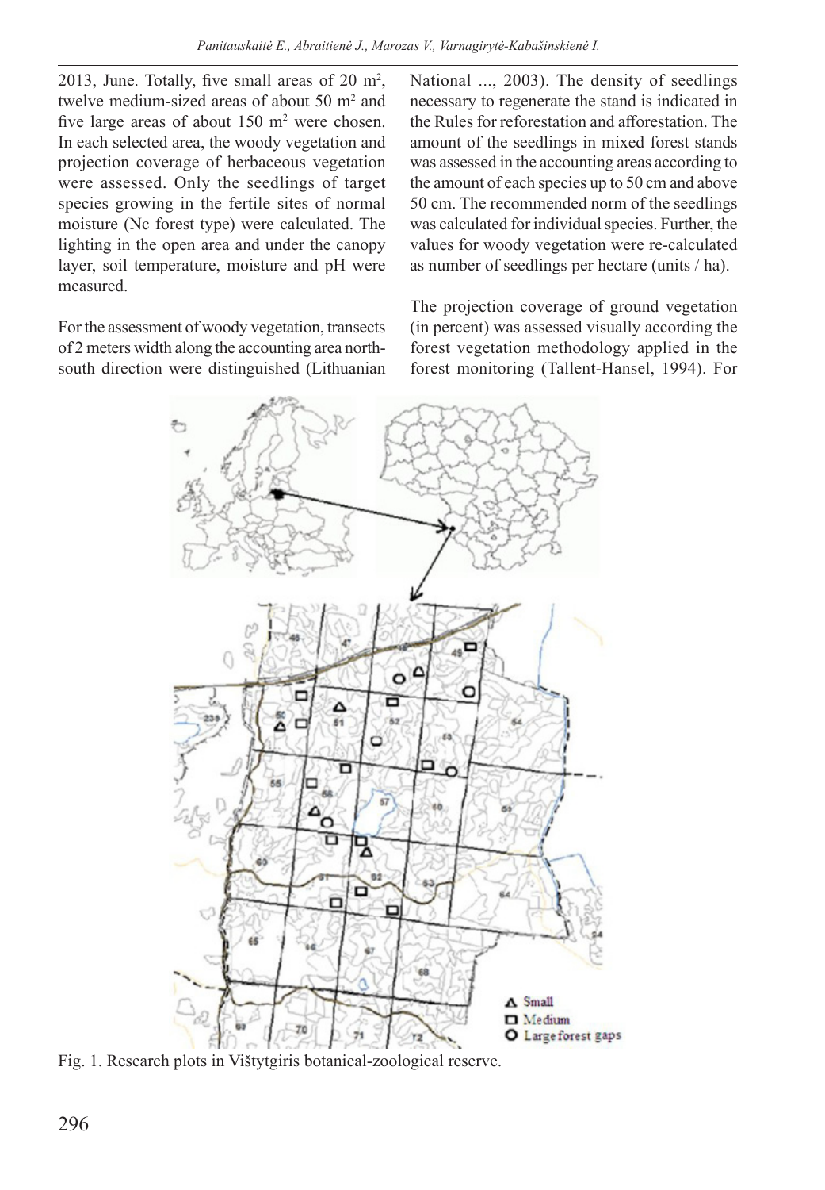2013, June. Totally, five small areas of 20 m$^2$, twelve medium-sized areas of about 50 m$^2$ and five large areas of about 150 m$^2$ were chosen. In each selected area, the woody vegetation and projection coverage of herbaceous vegetation were assessed. Only the seedlings of target species growing in the fertile sites of normal moisture (Nc forest type) were calculated. The lighting in the open area and under the canopy layer, soil temperature, moisture and pH were measured.

For the assessment of woody vegetation, transects of 2 meters width along the accounting area north-south direction were distinguished (Lithuanian National ..., 2003). The density of seedlings necessary to regenerate the stand is indicated in the Rules for reforestation and afforestation. The amount of the seedlings in mixed forest stands was assessed in the accounting areas according to the amount of each species up to 50 cm and above 50 cm. The recommended norm of the seedlings was calculated for individual species. Further, the values for woody vegetation were re-calculated as number of seedlings per hectare (units / ha).

The projection coverage of ground vegetation (in percent) was assessed visually according the forest vegetation methodology applied in the forest monitoring (Tallent-Hansel, 1994). For

Fig. 1. Research plots in Vištytgiris botanical-zoological reserve.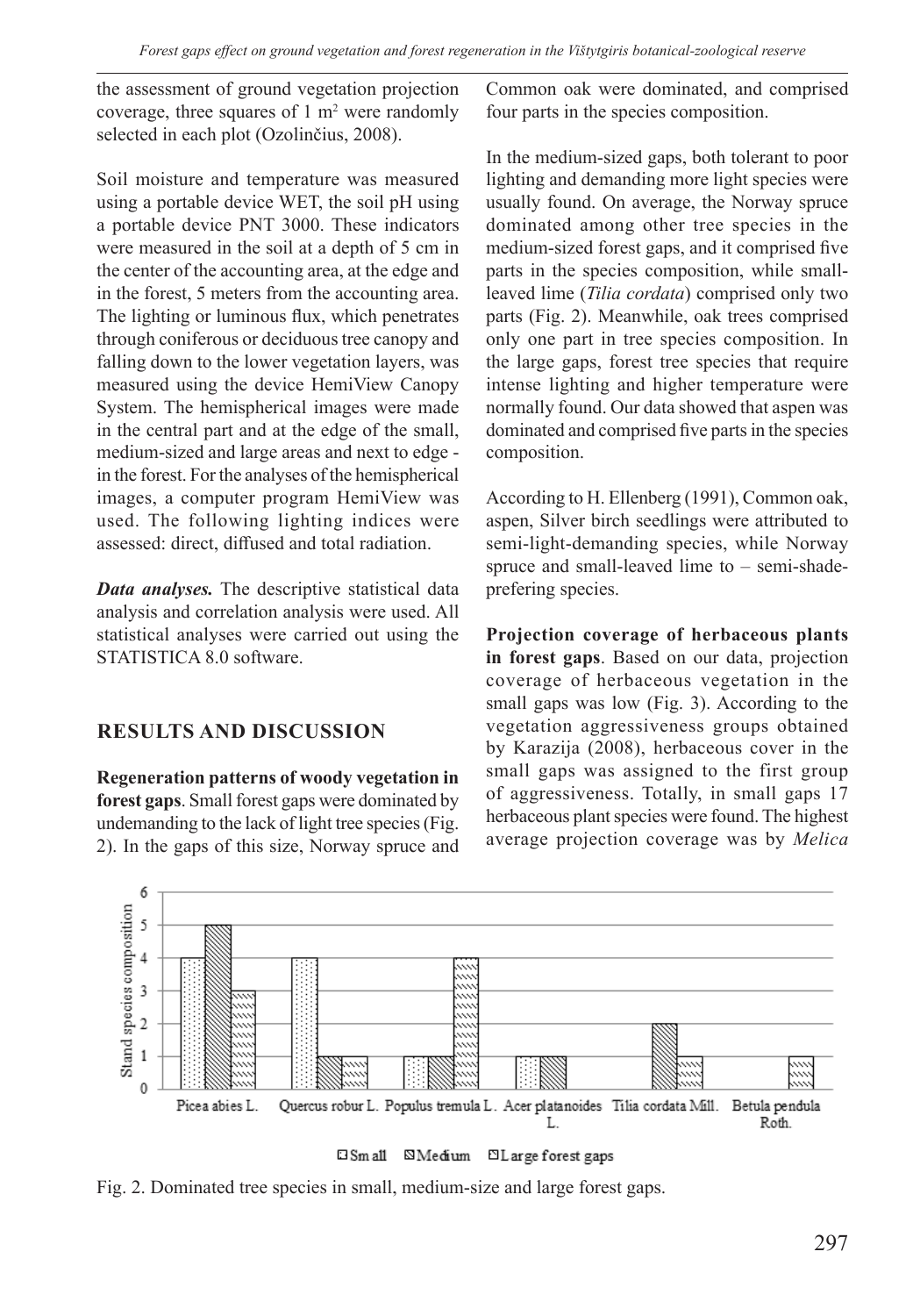the assessment of ground vegetation projection coverage, three squares of 1 m$^2$ were randomly selected in each plot (Ozolinčius, 2008).

Soil moisture and temperature was measured using a portable device WET, the soil pH using a portable device PNT 3000. These indicators were measured in the soil at a depth of 5 cm in the center of the accounting area, at the edge and in the forest, 5 meters from the accounting area. The lighting or luminous flux, which penetrates through coniferous or deciduous tree canopy and falling down to the lower vegetation layers, was measured using the device HemiView Canopy System. The hemispherical images were made in the central part and at the edge of the small, medium-sized and large areas and next to edge - in the forest. For the analyses of the hemispherical images, a computer program HemiView was used. The following lighting indices were assessed: direct, diffused and total radiation.

***Data analyses.*** The descriptive statistical data analysis and correlation analysis were used. All statistical analyses were carried out using the STATISTICA 8.0 software.

## RESULTS AND DISCUSSION

**Regeneration patterns of woody vegetation in forest gaps**. Small forest gaps were dominated by undemanding to the lack of light tree species (Fig. 2). In the gaps of this size, Norway spruce and Common oak were dominated, and comprised four parts in the species composition.

In the medium-sized gaps, both tolerant to poor lighting and demanding more light species were usually found. On average, the Norway spruce dominated among other tree species in the medium-sized forest gaps, and it comprised five parts in the species composition, while small-leaved lime (*Tilia cordata*) comprised only two parts (Fig. 2). Meanwhile, oak trees comprised only one part in tree species composition. In the large gaps, forest tree species that require intense lighting and higher temperature were normally found. Our data showed that aspen was dominated and comprised five parts in the species composition.

According to H. Ellenberg (1991), Common oak, aspen, Silver birch seedlings were attributed to semi-light-demanding species, while Norway spruce and small-leaved lime to – semi-shade-prefering species.

**Projection coverage of herbaceous plants in forest gaps**. Based on our data, projection coverage of herbaceous vegetation in the small gaps was low (Fig. 3). According to the vegetation aggressiveness groups obtained by Karazija (2008), herbaceous cover in the small gaps was assigned to the first group of aggressiveness. Totally, in small gaps 17 herbaceous plant species were found. The highest average projection coverage was by *Melica*

Fig. 2. Dominated tree species in small, medium-size and large forest gaps.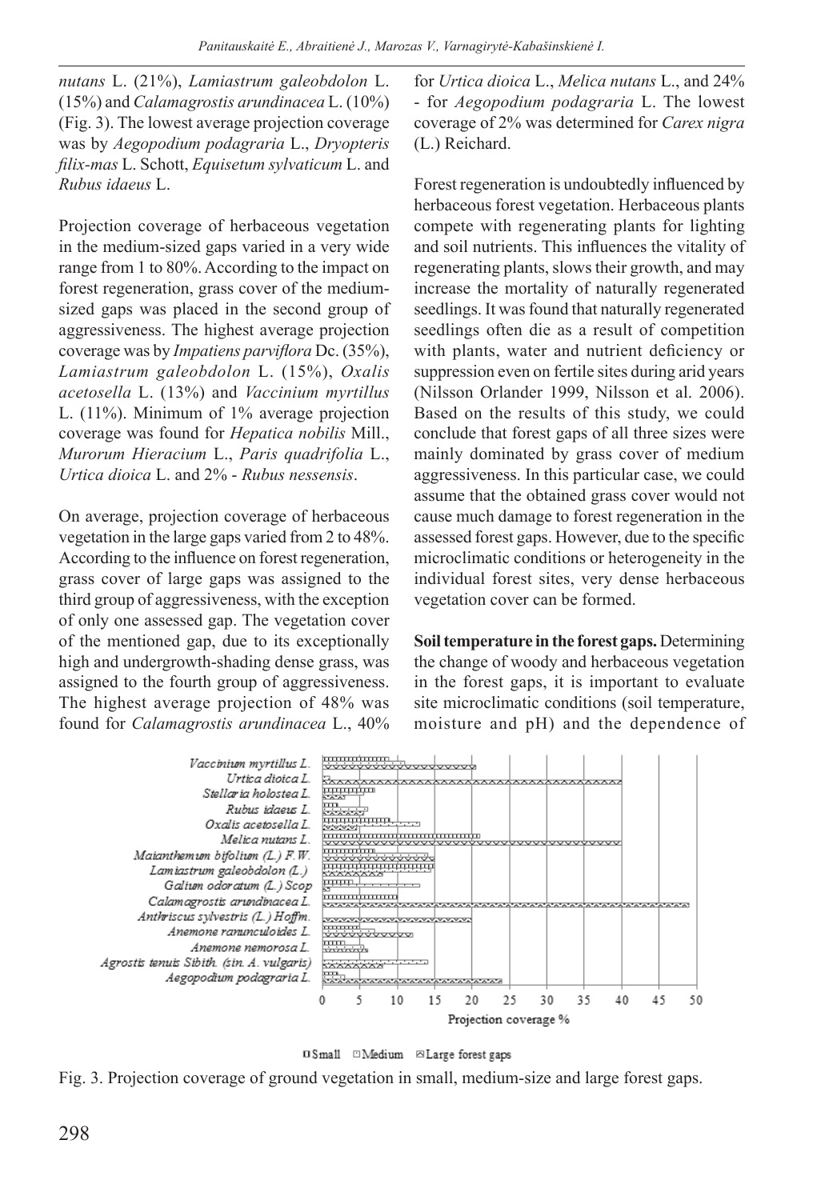*nutans* L. (21%), *Lamiastrum galeobdolon* L. (15%) and *Calamagrostis arundinacea* L. (10%) (Fig. 3). The lowest average projection coverage was by *Aegopodium podagraria* L., *Dryopteris filix-mas* L. Schott, *Equisetum sylvaticum* L. and *Rubus idaeus* L.

Projection coverage of herbaceous vegetation in the medium-sized gaps varied in a very wide range from 1 to 80%. According to the impact on forest regeneration, grass cover of the medium-sized gaps was placed in the second group of aggressiveness. The highest average projection coverage was by *Impatiens parviflora* Dc. (35%), *Lamiastrum galeobdolon* L. (15%), *Oxalis acetosella* L. (13%) and *Vaccinium myrtillus* L. (11%). Minimum of 1% average projection coverage was found for *Hepatica nobilis* Mill., *Murorum Hieracium* L., *Paris quadrifolia* L., *Urtica dioica* L. and 2% - *Rubus nessensis*.

On average, projection coverage of herbaceous vegetation in the large gaps varied from 2 to 48%. According to the influence on forest regeneration, grass cover of large gaps was assigned to the third group of aggressiveness, with the exception of only one assessed gap. The vegetation cover of the mentioned gap, due to its exceptionally high and undergrowth-shading dense grass, was assigned to the fourth group of aggressiveness. The highest average projection of 48% was found for *Calamagrostis arundinacea* L., 40% for *Urtica dioica* L., *Melica nutans* L., and 24% - for *Aegopodium podagraria* L. The lowest coverage of 2% was determined for *Carex nigra* (L.) Reichard.

Forest regeneration is undoubtedly influenced by herbaceous forest vegetation. Herbaceous plants compete with regenerating plants for lighting and soil nutrients. This influences the vitality of regenerating plants, slows their growth, and may increase the mortality of naturally regenerated seedlings. It was found that naturally regenerated seedlings often die as a result of competition with plants, water and nutrient deficiency or suppression even on fertile sites during arid years (Nilsson Orlander 1999, Nilsson et al. 2006). Based on the results of this study, we could conclude that forest gaps of all three sizes were mainly dominated by grass cover of medium aggressiveness. In this particular case, we could assume that the obtained grass cover would not cause much damage to forest regeneration in the assessed forest gaps. However, due to the specific microclimatic conditions or heterogeneity in the individual forest sites, very dense herbaceous vegetation cover can be formed.

**Soil temperature in the forest gaps.** Determining the change of woody and herbaceous vegetation in the forest gaps, it is important to evaluate site microclimatic conditions (soil temperature, moisture and pH) and the dependence of

Fig. 3. Projection coverage of ground vegetation in small, medium-size and large forest gaps.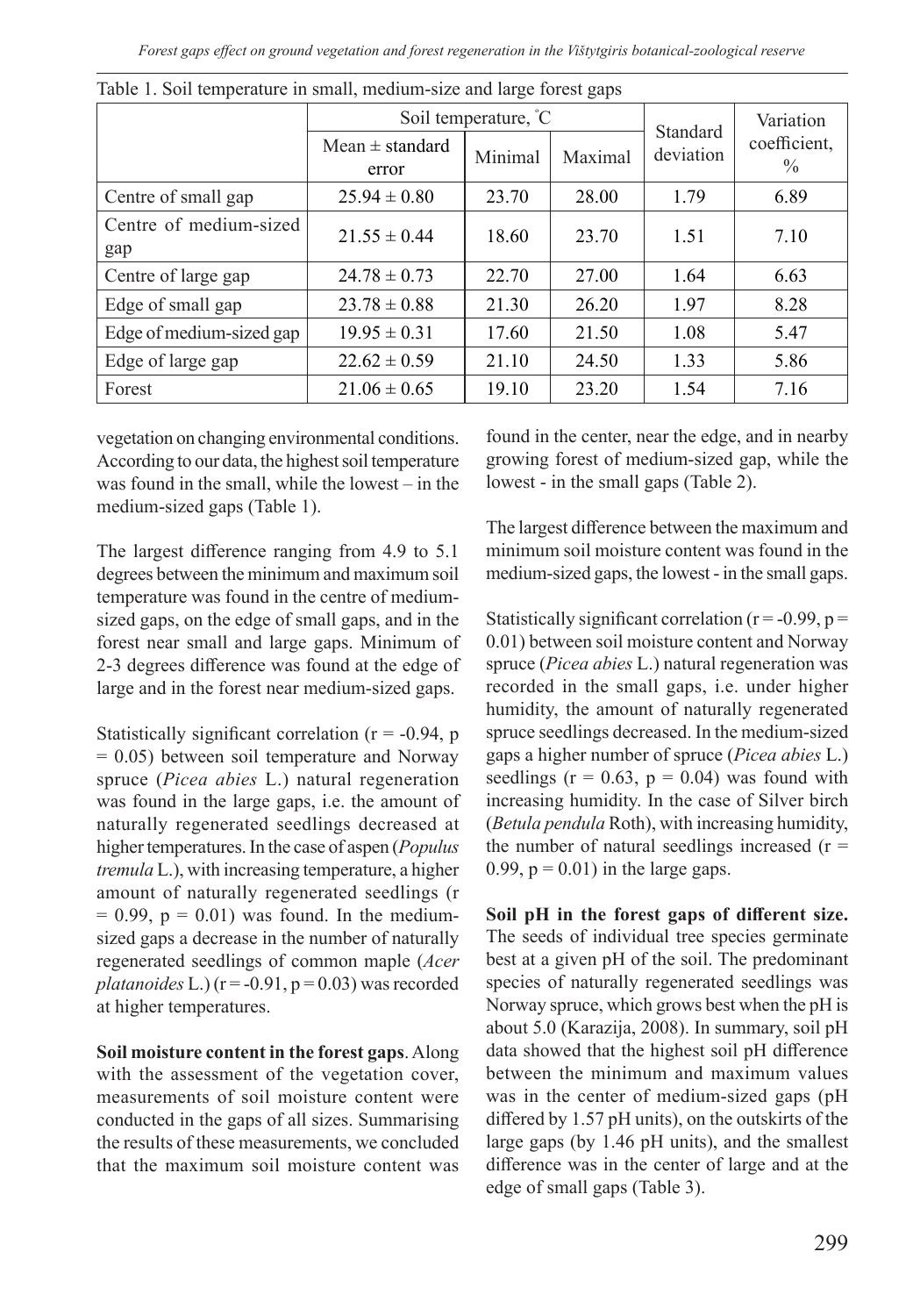Table 1. Soil temperature in small, medium-size and large forest gaps

| | Soil temperature, °C | | | Standard deviation | Variation coefficient, % |
|---|---|---|---|---|---|
| | Mean ± standard error | Minimal | Maximal | | |
| Centre of small gap | 25.94 ± 0.80 | 23.70 | 28.00 | 1.79 | 6.89 |
| Centre of medium-sized gap | 21.55 ± 0.44 | 18.60 | 23.70 | 1.51 | 7.10 |
| Centre of large gap | 24.78 ± 0.73 | 22.70 | 27.00 | 1.64 | 6.63 |
| Edge of small gap | 23.78 ± 0.88 | 21.30 | 26.20 | 1.97 | 8.28 |
| Edge of medium-sized gap | 19.95 ± 0.31 | 17.60 | 21.50 | 1.08 | 5.47 |
| Edge of large gap | 22.62 ± 0.59 | 21.10 | 24.50 | 1.33 | 5.86 |
| Forest | 21.06 ± 0.65 | 19.10 | 23.20 | 1.54 | 7.16 |

vegetation on changing environmental conditions. According to our data, the highest soil temperature was found in the small, while the lowest – in the medium-sized gaps (Table 1).

The largest difference ranging from 4.9 to 5.1 degrees between the minimum and maximum soil temperature was found in the centre of medium-sized gaps, on the edge of small gaps, and in the forest near small and large gaps. Minimum of 2-3 degrees difference was found at the edge of large and in the forest near medium-sized gaps.

Statistically significant correlation ($r = -0.94$, $p = 0.05$) between soil temperature and Norway spruce (*Picea abies* L.) natural regeneration was found in the large gaps, i.e. the amount of naturally regenerated seedlings decreased at higher temperatures. In the case of aspen (*Populus tremula* L.), with increasing temperature, a higher amount of naturally regenerated seedlings ($r = 0.99$, $p = 0.01$) was found. In the medium-sized gaps a decrease in the number of naturally regenerated seedlings of common maple (*Acer platanoides* L.) ($r = -0.91$, $p = 0.03$) was recorded at higher temperatures.

**Soil moisture content in the forest gaps**. Along with the assessment of the vegetation cover, measurements of soil moisture content were conducted in the gaps of all sizes. Summarising the results of these measurements, we concluded that the maximum soil moisture content was found in the center, near the edge, and in nearby growing forest of medium-sized gap, while the lowest - in the small gaps (Table 2).

The largest difference between the maximum and minimum soil moisture content was found in the medium-sized gaps, the lowest - in the small gaps.

Statistically significant correlation ($r = -0.99$, $p = 0.01$) between soil moisture content and Norway spruce (*Picea abies* L.) natural regeneration was recorded in the small gaps, i.e. under higher humidity, the amount of naturally regenerated spruce seedlings decreased. In the medium-sized gaps a higher number of spruce (*Picea abies* L.) seedlings ($r = 0.63$, $p = 0.04$) was found with increasing humidity. In the case of Silver birch (*Betula pendula* Roth), with increasing humidity, the number of natural seedlings increased ($r = 0.99$, $p = 0.01$) in the large gaps.

**Soil pH in the forest gaps of different size.** The seeds of individual tree species germinate best at a given pH of the soil. The predominant species of naturally regenerated seedlings was Norway spruce, which grows best when the pH is about 5.0 (Karazija, 2008). In summary, soil pH data showed that the highest soil pH difference between the minimum and maximum values was in the center of medium-sized gaps (pH differed by 1.57 pH units), on the outskirts of the large gaps (by 1.46 pH units), and the smallest difference was in the center of large and at the edge of small gaps (Table 3).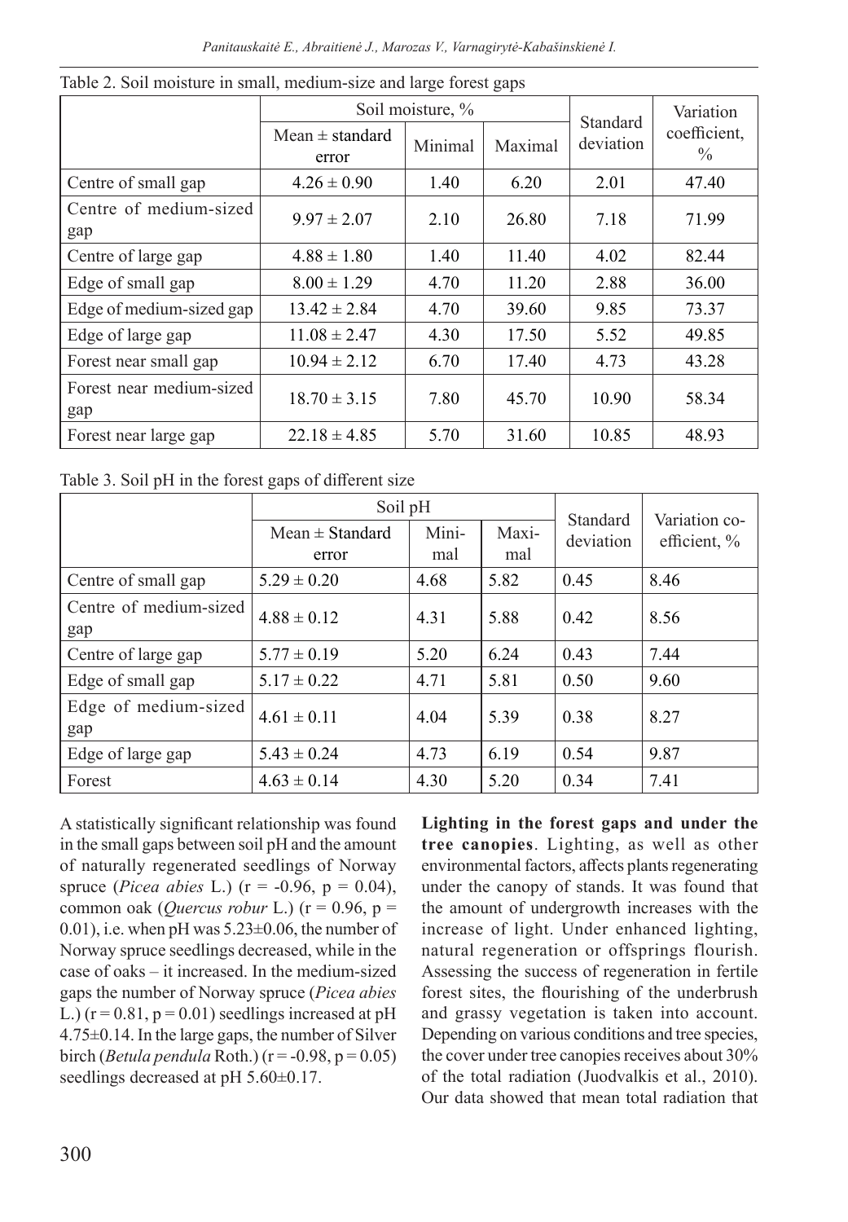Table 2. Soil moisture in small, medium-size and large forest gaps

| | Soil moisture, % | | | Standard deviation | Variation coefficient, % |
|---|---|---|---|---|---|
| | Mean ± standard error | Minimal | Maximal | | |
| Centre of small gap | 4.26 ± 0.90 | 1.40 | 6.20 | 2.01 | 47.40 |
| Centre of medium-sized gap | 9.97 ± 2.07 | 2.10 | 26.80 | 7.18 | 71.99 |
| Centre of large gap | 4.88 ± 1.80 | 1.40 | 11.40 | 4.02 | 82.44 |
| Edge of small gap | 8.00 ± 1.29 | 4.70 | 11.20 | 2.88 | 36.00 |
| Edge of medium-sized gap | 13.42 ± 2.84 | 4.70 | 39.60 | 9.85 | 73.37 |
| Edge of large gap | 11.08 ± 2.47 | 4.30 | 17.50 | 5.52 | 49.85 |
| Forest near small gap | 10.94 ± 2.12 | 6.70 | 17.40 | 4.73 | 43.28 |
| Forest near medium-sized gap | 18.70 ± 3.15 | 7.80 | 45.70 | 10.90 | 58.34 |
| Forest near large gap | 22.18 ± 4.85 | 5.70 | 31.60 | 10.85 | 48.93 |

Table 3. Soil pH in the forest gaps of different size

| | Soil pH | | | Standard deviation | Variation coefficient, % |
|---|---|---|---|---|---|
| | Mean ± Standard error | Minimal | Maximal | | |
| Centre of small gap | 5.29 ± 0.20 | 4.68 | 5.82 | 0.45 | 8.46 |
| Centre of medium-sized gap | 4.88 ± 0.12 | 4.31 | 5.88 | 0.42 | 8.56 |
| Centre of large gap | 5.77 ± 0.19 | 5.20 | 6.24 | 0.43 | 7.44 |
| Edge of small gap | 5.17 ± 0.22 | 4.71 | 5.81 | 0.50 | 9.60 |
| Edge of medium-sized gap | 4.61 ± 0.11 | 4.04 | 5.39 | 0.38 | 8.27 |
| Edge of large gap | 5.43 ± 0.24 | 4.73 | 6.19 | 0.54 | 9.87 |
| Forest | 4.63 ± 0.14 | 4.30 | 5.20 | 0.34 | 7.41 |

A statistically significant relationship was found in the small gaps between soil pH and the amount of naturally regenerated seedlings of Norway spruce (*Picea abies* L.) ($r = -0.96$, $p = 0.04$), common oak (*Quercus robur* L.) ($r = 0.96$, $p = 0.01$), i.e. when pH was 5.23±0.06, the number of Norway spruce seedlings decreased, while in the case of oaks – it increased. In the medium-sized gaps the number of Norway spruce (*Picea abies* L.) ($r = 0.81$, $p = 0.01$) seedlings increased at pH 4.75±0.14. In the large gaps, the number of Silver birch (*Betula pendula* Roth.) ($r = -0.98$, $p = 0.05$) seedlings decreased at pH 5.60±0.17.

**Lighting in the forest gaps and under the tree canopies**. Lighting, as well as other environmental factors, affects plants regenerating under the canopy of stands. It was found that the amount of undergrowth increases with the increase of light. Under enhanced lighting, natural regeneration or offsprings flourish. Assessing the success of regeneration in fertile forest sites, the flourishing of the underbrush and grassy vegetation is taken into account. Depending on various conditions and tree species, the cover under tree canopies receives about 30% of the total radiation (Juodvalkis et al., 2010). Our data showed that mean total radiation that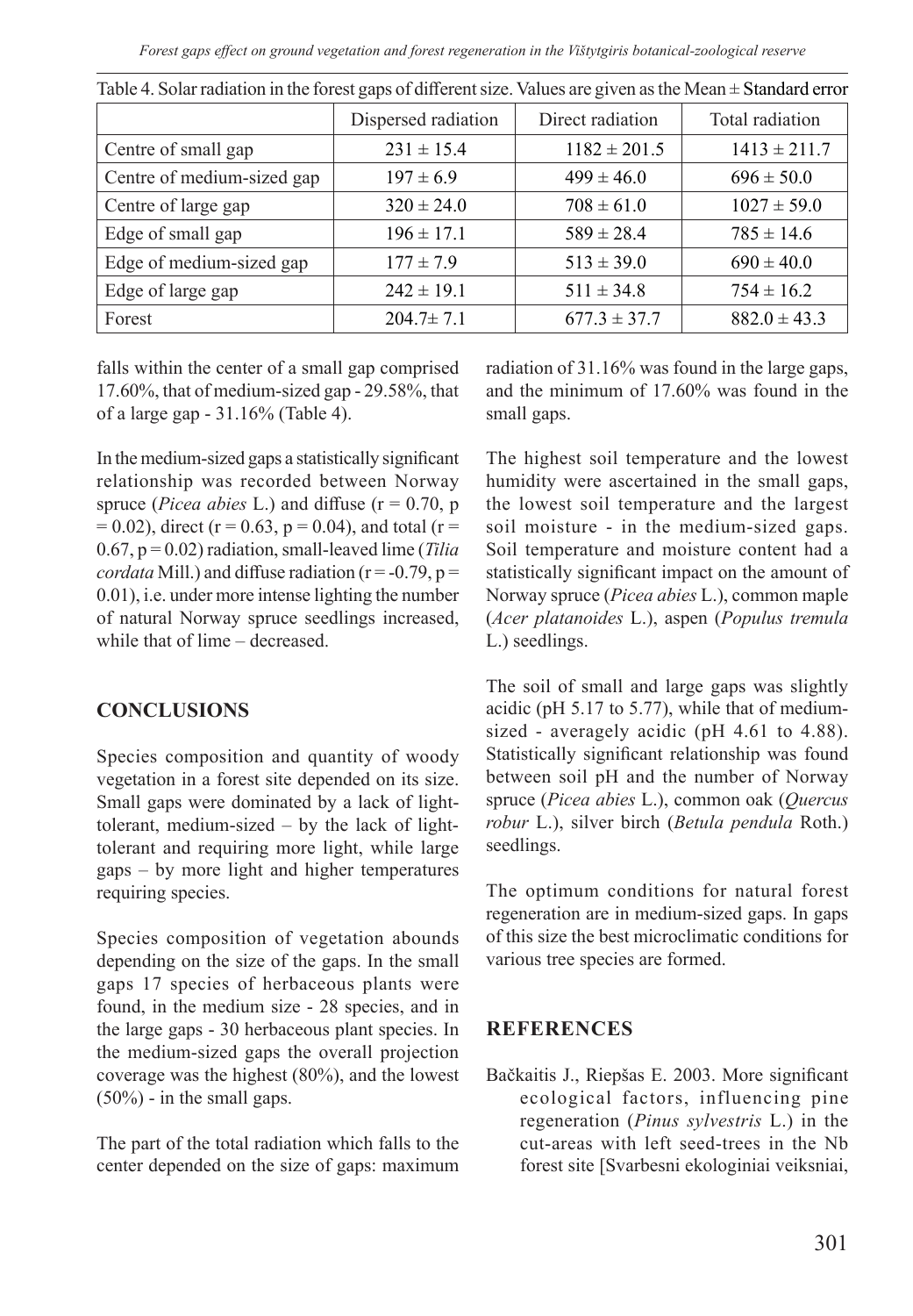Table 4. Solar radiation in the forest gaps of different size. Values are given as the Mean ± Standard error

| | Dispersed radiation | Direct radiation | Total radiation |
|---|---|---|---|
| Centre of small gap | 231 ± 15.4 | 1182 ± 201.5 | 1413 ± 211.7 |
| Centre of medium-sized gap | 197 ± 6.9 | 499 ± 46.0 | 696 ± 50.0 |
| Centre of large gap | 320 ± 24.0 | 708 ± 61.0 | 1027 ± 59.0 |
| Edge of small gap | 196 ± 17.1 | 589 ± 28.4 | 785 ± 14.6 |
| Edge of medium-sized gap | 177 ± 7.9 | 513 ± 39.0 | 690 ± 40.0 |
| Edge of large gap | 242 ± 19.1 | 511 ± 34.8 | 754 ± 16.2 |
| Forest | 204.7± 7.1 | 677.3 ± 37.7 | 882.0 ± 43.3 |

falls within the center of a small gap comprised 17.60%, that of medium-sized gap - 29.58%, that of a large gap - 31.16% (Table 4).

In the medium-sized gaps a statistically significant relationship was recorded between Norway spruce (*Picea abies* L.) and diffuse ($r = 0.70$, $p = 0.02$), direct ($r = 0.63$, $p = 0.04$), and total ($r = 0.67$, $p = 0.02$) radiation, small-leaved lime (*Tilia cordata* Mill.) and diffuse radiation ($r = -0.79$, $p = 0.01$), i.e. under more intense lighting the number of natural Norway spruce seedlings increased, while that of lime – decreased.

## CONCLUSIONS

Species composition and quantity of woody vegetation in a forest site depended on its size. Small gaps were dominated by a lack of light-tolerant, medium-sized – by the lack of light-tolerant and requiring more light, while large gaps – by more light and higher temperatures requiring species.

Species composition of vegetation abounds depending on the size of the gaps. In the small gaps 17 species of herbaceous plants were found, in the medium size - 28 species, and in the large gaps - 30 herbaceous plant species. In the medium-sized gaps the overall projection coverage was the highest (80%), and the lowest (50%) - in the small gaps.

The part of the total radiation which falls to the center depended on the size of gaps: maximum radiation of 31.16% was found in the large gaps, and the minimum of 17.60% was found in the small gaps.

The highest soil temperature and the lowest humidity were ascertained in the small gaps, the lowest soil temperature and the largest soil moisture - in the medium-sized gaps. Soil temperature and moisture content had a statistically significant impact on the amount of Norway spruce (*Picea abies* L.), common maple (*Acer platanoides* L.), aspen (*Populus tremula* L.) seedlings.

The soil of small and large gaps was slightly acidic (pH 5.17 to 5.77), while that of medium-sized - averagely acidic (pH 4.61 to 4.88). Statistically significant relationship was found between soil pH and the number of Norway spruce (*Picea abies* L.), common oak (*Quercus robur* L.), silver birch (*Betula pendula* Roth.) seedlings.

The optimum conditions for natural forest regeneration are in medium-sized gaps. In gaps of this size the best microclimatic conditions for various tree species are formed.

## REFERENCES

Bačkaitis J., Riepšas E. 2003. More significant ecological factors, influencing pine regeneration (*Pinus sylvestris* L.) in the cut-areas with left seed-trees in the Nb forest site [Svarbesni ekologiniai veiksniai,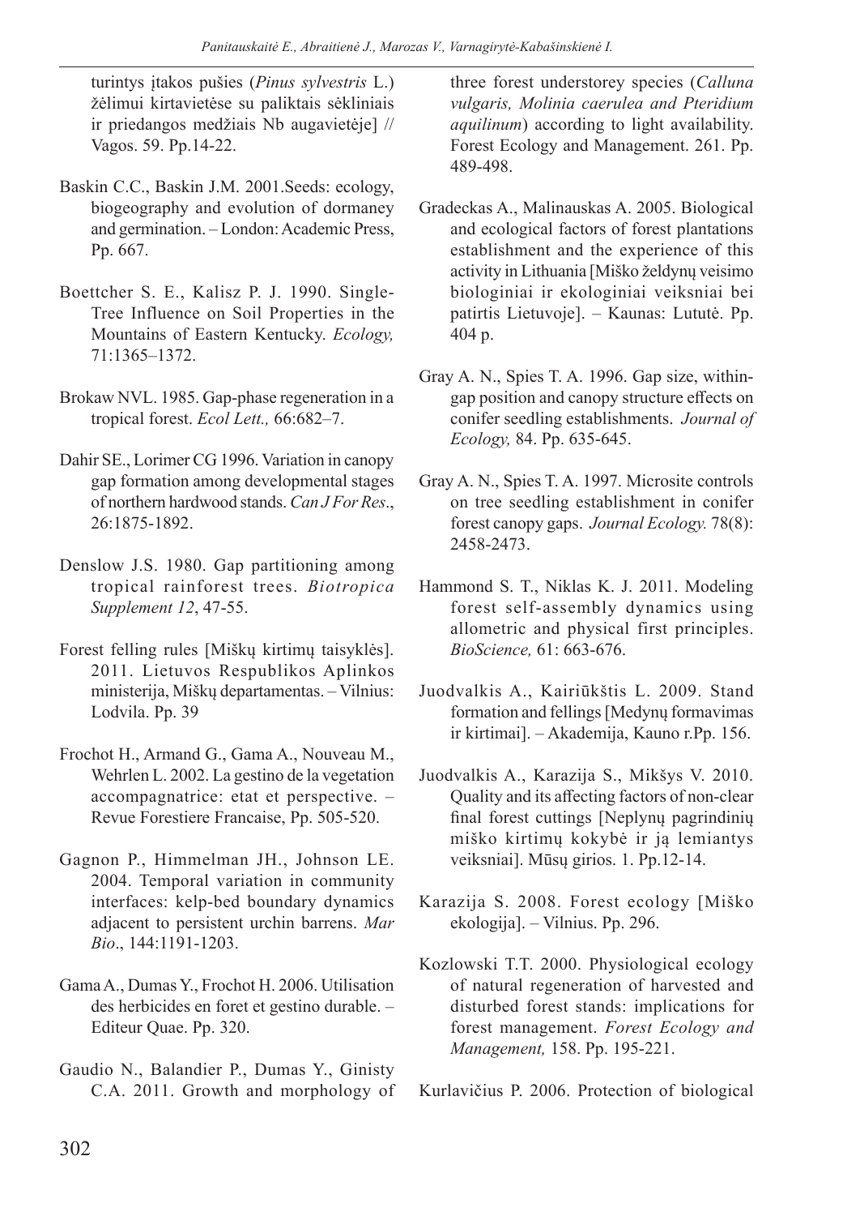turintys įtakos pušies (*Pinus sylvestris* L.) žėlimui kirtavietėse su paliktais sėkliniais ir priedangos medžiais Nb augavietėje] // Vagos. 59. Pp.14-22.

Baskin C.C., Baskin J.M. 2001.Seeds: ecology, biogeography and evolution of dormaney and germination. – London: Academic Press, Pp. 667.

Boettcher S. E., Kalisz P. J. 1990. Single-Tree Influence on Soil Properties in the Mountains of Eastern Kentucky. *Ecology,* 71:1365–1372.

Brokaw NVL. 1985. Gap-phase regeneration in a tropical forest. *Ecol Lett.,* 66:682–7.

Dahir SE., Lorimer CG 1996. Variation in canopy gap formation among developmental stages of northern hardwood stands. *Can J For Res*., 26:1875-1892.

Denslow J.S. 1980. Gap partitioning among tropical rainforest trees. *Biotropica Supplement 12*, 47-55.

Forest felling rules [Miškų kirtimų taisyklės]. 2011. Lietuvos Respublikos Aplinkos ministerija, Miškų departamentas. – Vilnius: Lodvila. Pp. 39

Frochot H., Armand G., Gama A., Nouveau M., Wehrlen L. 2002. La gestino de la vegetation accompagnatrice: etat et perspective. – Revue Forestiere Francaise, Pp. 505-520.

Gagnon P., Himmelman JH., Johnson LE. 2004. Temporal variation in community interfaces: kelp-bed boundary dynamics adjacent to persistent urchin barrens. *Mar Bio*., 144:1191-1203.

Gama A., Dumas Y., Frochot H. 2006. Utilisation des herbicides en foret et gestino durable. – Editeur Quae. Pp. 320.

Gaudio N., Balandier P., Dumas Y., Ginisty C.A. 2011. Growth and morphology of three forest understorey species (*Calluna vulgaris, Molinia caerulea and Pteridium aquilinum*) according to light availability. Forest Ecology and Management. 261. Pp. 489-498.

Gradeckas A., Malinauskas A. 2005. Biological and ecological factors of forest plantations establishment and the experience of this activity in Lithuania [Miško želdynų veisimo biologiniai ir ekologiniai veiksniai bei patirtis Lietuvoje]. – Kaunas: Lututė. Pp. 404 p.

Gray A. N., Spies T. A. 1996. Gap size, within-gap position and canopy structure effects on conifer seedling establishments. *Journal of Ecology,* 84. Pp. 635-645.

Gray A. N., Spies T. A. 1997. Microsite controls on tree seedling establishment in conifer forest canopy gaps. *Journal Ecology.* 78(8): 2458-2473.

Hammond S. T., Niklas K. J. 2011. Modeling forest self-assembly dynamics using allometric and physical first principles. *BioScience,* 61: 663-676.

Juodvalkis A., Kairiūkštis L. 2009. Stand formation and fellings [Medynų formavimas ir kirtimai]. – Akademija, Kauno r.Pp. 156.

Juodvalkis A., Karazija S., Mikšys V. 2010. Quality and its affecting factors of non-clear final forest cuttings [Neplynų pagrindinių miško kirtimų kokybė ir ją lemiantys veiksniai]. Mūsų girios. 1. Pp.12-14.

Karazija S. 2008. Forest ecology [Miško ekologija]. – Vilnius. Pp. 296.

Kozlowski T.T. 2000. Physiological ecology of natural regeneration of harvested and disturbed forest stands: implications for forest management. *Forest Ecology and Management,* 158. Pp. 195-221.

Kurlavičius P. 2006. Protection of biological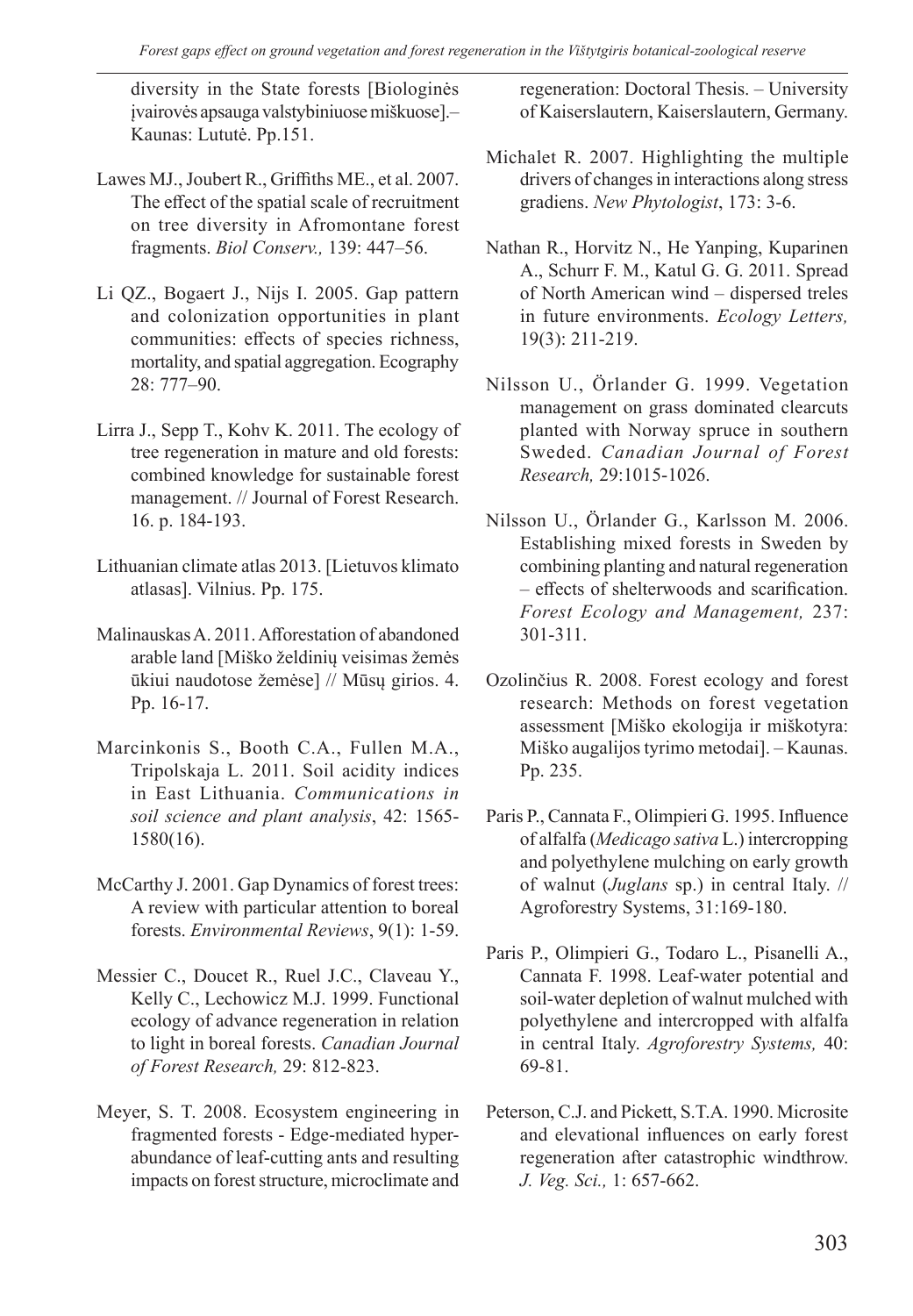diversity in the State forests [Biologinės įvairovės apsauga valstybiniuose miškuose].– Kaunas: Lututė. Pp.151.

Lawes MJ., Joubert R., Griffiths ME., et al. 2007. The effect of the spatial scale of recruitment on tree diversity in Afromontane forest fragments. *Biol Conserv.,* 139: 447–56.

Li QZ., Bogaert J., Nijs I. 2005. Gap pattern and colonization opportunities in plant communities: effects of species richness, mortality, and spatial aggregation. Ecography 28: 777–90.

Lirra J., Sepp T., Kohv K. 2011. The ecology of tree regeneration in mature and old forests: combined knowledge for sustainable forest management. // Journal of Forest Research. 16. p. 184-193.

Lithuanian climate atlas 2013. [Lietuvos klimato atlasas]. Vilnius. Pp. 175.

Malinauskas A. 2011. Afforestation of abandoned arable land [Miško želdinių veisimas žemės ūkiui naudotose žemėse] // Mūsų girios. 4. Pp. 16-17.

Marcinkonis S., Booth C.A., Fullen M.A., Tripolskaja L. 2011. Soil acidity indices in East Lithuania. *Communications in soil science and plant analysis*, 42: 1565-1580(16).

McCarthy J. 2001. Gap Dynamics of forest trees: A review with particular attention to boreal forests. *Environmental Reviews*, 9(1): 1-59.

Messier C., Doucet R., Ruel J.C., Claveau Y., Kelly C., Lechowicz M.J. 1999. Functional ecology of advance regeneration in relation to light in boreal forests. *Canadian Journal of Forest Research,* 29: 812-823.

Meyer, S. T. 2008. Ecosystem engineering in fragmented forests - Edge-mediated hyper-abundance of leaf-cutting ants and resulting impacts on forest structure, microclimate and regeneration: Doctoral Thesis. – University of Kaiserslautern, Kaiserslautern, Germany.

Michalet R. 2007. Highlighting the multiple drivers of changes in interactions along stress gradiens. *New Phytologist*, 173: 3-6.

Nathan R., Horvitz N., He Yanping, Kuparinen A., Schurr F. M., Katul G. G. 2011. Spread of North American wind – dispersed treles in future environments. *Ecology Letters,* 19(3): 211-219.

Nilsson U., Örlander G. 1999. Vegetation management on grass dominated clearcuts planted with Norway spruce in southern Sweded. *Canadian Journal of Forest Research,* 29:1015-1026.

Nilsson U., Örlander G., Karlsson M. 2006. Establishing mixed forests in Sweden by combining planting and natural regeneration – effects of shelterwoods and scarification. *Forest Ecology and Management,* 237: 301-311.

Ozolinčius R. 2008. Forest ecology and forest research: Methods on forest vegetation assessment [Miško ekologija ir miškotyra: Miško augalijos tyrimo metodai]. – Kaunas. Pp. 235.

Paris P., Cannata F., Olimpieri G. 1995. Influence of alfalfa (*Medicago sativa* L.) intercropping and polyethylene mulching on early growth of walnut (*Juglans* sp.) in central Italy. // Agroforestry Systems, 31:169-180.

Paris P., Olimpieri G., Todaro L., Pisanelli A., Cannata F. 1998. Leaf-water potential and soil-water depletion of walnut mulched with polyethylene and intercropped with alfalfa in central Italy. *Agroforestry Systems,* 40: 69-81.

Peterson, C.J. and Pickett, S.T.A. 1990. Microsite and elevational influences on early forest regeneration after catastrophic windthrow. *J. Veg. Sci.,* 1: 657-662.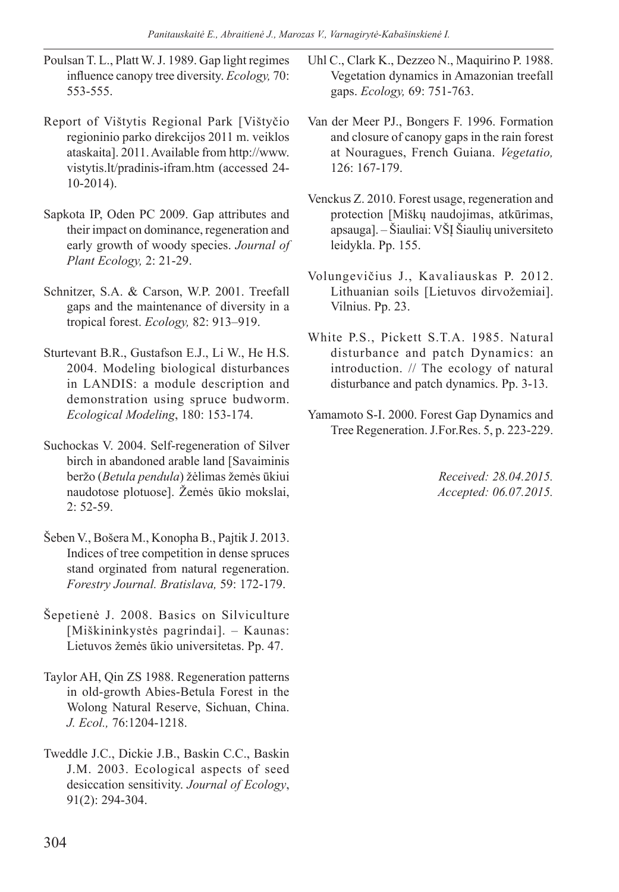Poulsan T. L., Platt W. J. 1989. Gap light regimes influence canopy tree diversity. *Ecology,* 70: 553-555.

Report of Vištytis Regional Park [Vištyčio regioninio parko direkcijos 2011 m. veiklos ataskaita]. 2011. Available from http://www.vistytis.lt/pradinis-ifram.htm (accessed 24-10-2014).

Sapkota IP, Oden PC 2009. Gap attributes and their impact on dominance, regeneration and early growth of woody species. *Journal of Plant Ecology,* 2: 21-29.

Schnitzer, S.A. & Carson, W.P. 2001. Treefall gaps and the maintenance of diversity in a tropical forest. *Ecology,* 82: 913–919.

Sturtevant B.R., Gustafson E.J., Li W., He H.S. 2004. Modeling biological disturbances in LANDIS: a module description and demonstration using spruce budworm. *Ecological Modeling*, 180: 153-174.

Suchockas V. 2004. Self-regeneration of Silver birch in abandoned arable land [Savaiminis beržo (*Betula pendula*) žėlimas žemės ūkiui naudotose plotuose]. Žemės ūkio mokslai, 2: 52-59.

Šeben V., Bošera M., Konopha B., Pajtik J. 2013. Indices of tree competition in dense spruces stand orginated from natural regeneration. *Forestry Journal. Bratislava,* 59: 172-179.

Šepetienė J. 2008. Basics on Silviculture [Miškininkystės pagrindai]. – Kaunas: Lietuvos žemės ūkio universitetas. Pp. 47.

Taylor AH, Qin ZS 1988. Regeneration patterns in old-growth Abies-Betula Forest in the Wolong Natural Reserve, Sichuan, China. *J. Ecol.,* 76:1204-1218.

Tweddle J.C., Dickie J.B., Baskin C.C., Baskin J.M. 2003. Ecological aspects of seed desiccation sensitivity. *Journal of Ecology*, 91(2): 294-304.

Uhl C., Clark K., Dezzeo N., Maquirino P. 1988. Vegetation dynamics in Amazonian treefall gaps. *Ecology,* 69: 751-763.

Van der Meer PJ., Bongers F. 1996. Formation and closure of canopy gaps in the rain forest at Nouragues, French Guiana. *Vegetatio,* 126: 167-179.

Venckus Z. 2010. Forest usage, regeneration and protection [Miškų naudojimas, atkūrimas, apsauga]. – Šiauliai: VŠĮ Šiaulių universiteto leidykla. Pp. 155.

Volungevičius J., Kavaliauskas P. 2012. Lithuanian soils [Lietuvos dirvožemiai]. Vilnius. Pp. 23.

White P.S., Pickett S.T.A. 1985. Natural disturbance and patch Dynamics: an introduction. // The ecology of natural disturbance and patch dynamics. Pp. 3-13.

Yamamoto S-I. 2000. Forest Gap Dynamics and Tree Regeneration. J.For.Res. 5, p. 223-229.

*Received: 28.04.2015.*
*Accepted: 06.07.2015.*